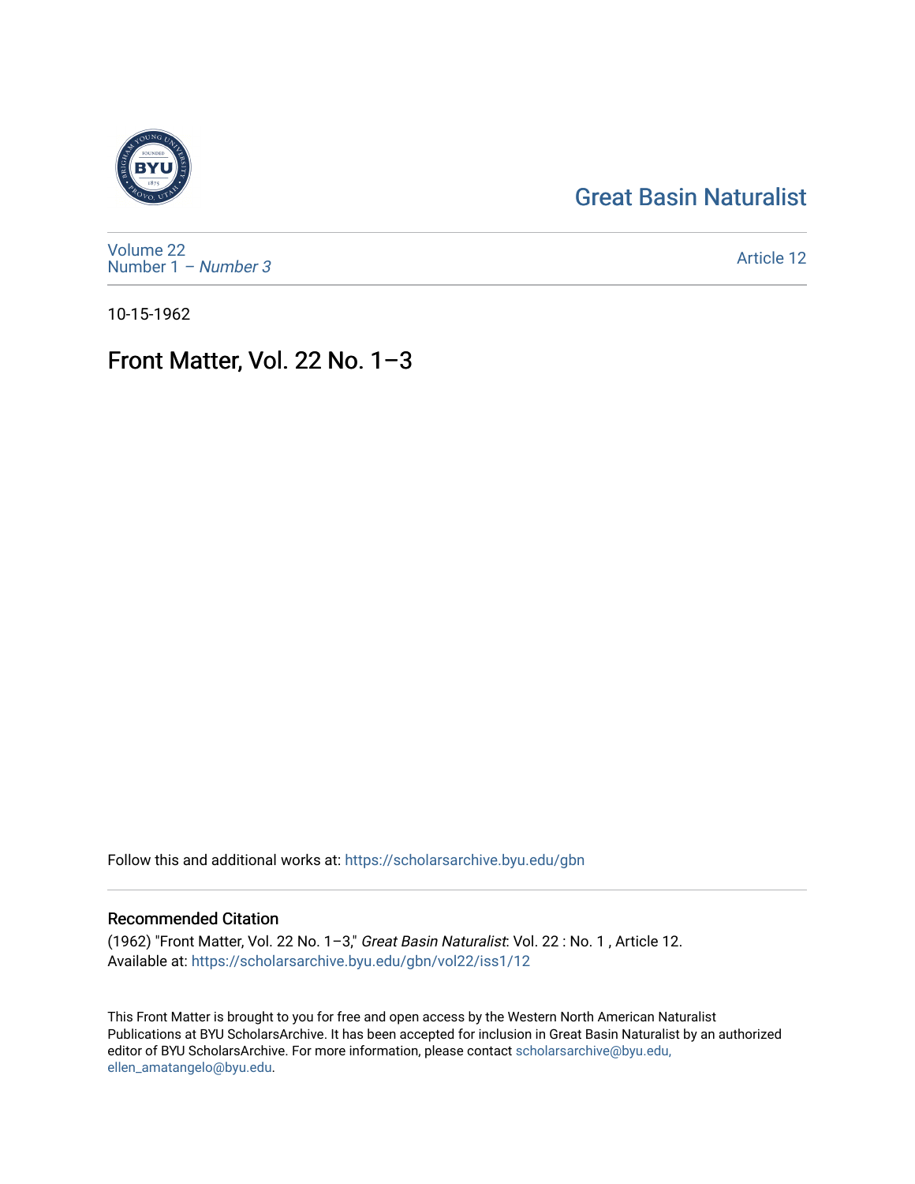Great Basin Naturalist

Volume 22
Number 1 – *Number 3*

Article 12

10-15-1962

# Front Matter, Vol. 22 No. 1–3

Follow this and additional works at: https://scholarsarchive.byu.edu/gbn

## Recommended Citation

(1962) "Front Matter, Vol. 22 No. 1–3," *Great Basin Naturalist*: Vol. 22 : No. 1 , Article 12.
Available at: https://scholarsarchive.byu.edu/gbn/vol22/iss1/12

This Front Matter is brought to you for free and open access by the Western North American Naturalist Publications at BYU ScholarsArchive. It has been accepted for inclusion in Great Basin Naturalist by an authorized editor of BYU ScholarsArchive. For more information, please contact scholarsarchive@byu.edu, ellen_amatangelo@byu.edu.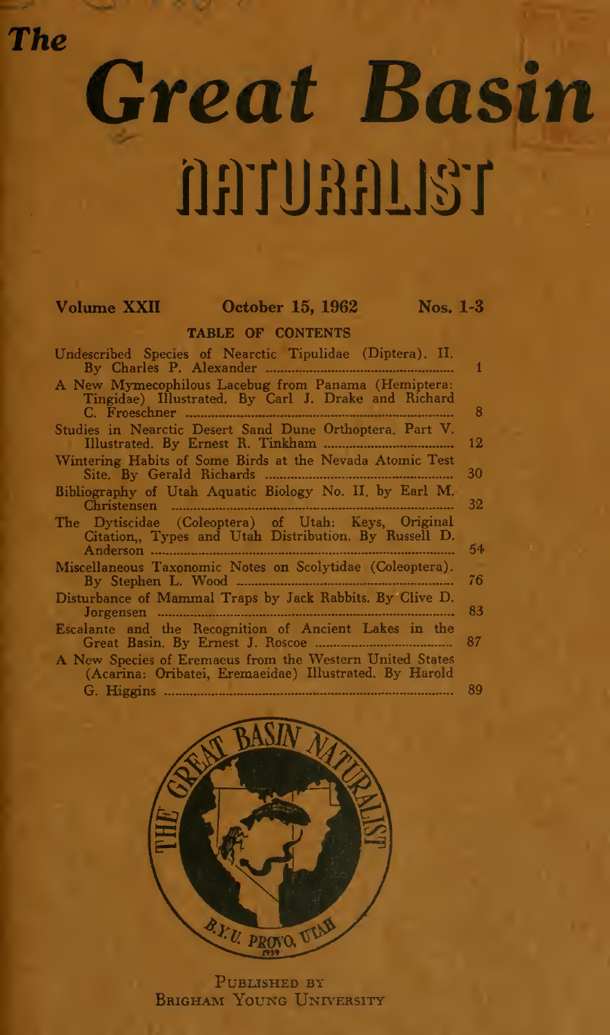# The Great Basin NATURALIST

**Volume XXII** **October 15, 1962** **Nos. 1-3**

## TABLE OF CONTENTS

| | |
|---|---|
| Undescribed Species of Nearctic Tipulidae (Diptera). II. By Charles P. Alexander | 1 |
| A New Mymecophilous Lacebug from Panama (Hemiptera: Tingidae) Illustrated. By Carl J. Drake and Richard C. Froeschner | 8 |
| Studies in Nearctic Desert Sand Dune Orthoptera. Part V. Illustrated. By Ernest R. Tinkham | 12 |
| Wintering Habits of Some Birds at the Nevada Atomic Test Site. By Gerald Richards | 30 |
| Bibliography of Utah Aquatic Biology No. II. by Earl M. Christensen | 32 |
| The Dytiscidae (Coleoptera) of Utah: Keys, Original Citation,, Types and Utah Distribution. By Russell D. Anderson | 54 |
| Miscellaneous Taxonomic Notes on Scolytidae (Coleoptera). By Stephen L. Wood | 76 |
| Disturbance of Mammal Traps by Jack Rabbits. By Clive D. Jorgensen | 83 |
| Escalante and the Recognition of Ancient Lakes in the Great Basin. By Ernest J. Roscoe | 87 |
| A New Species of Eremaeus from the Western United States (Acarina: Oribatei, Eremaeidae) Illustrated. By Harold G. Higgins | 89 |

PUBLISHED BY
BRIGHAM YOUNG UNIVERSITY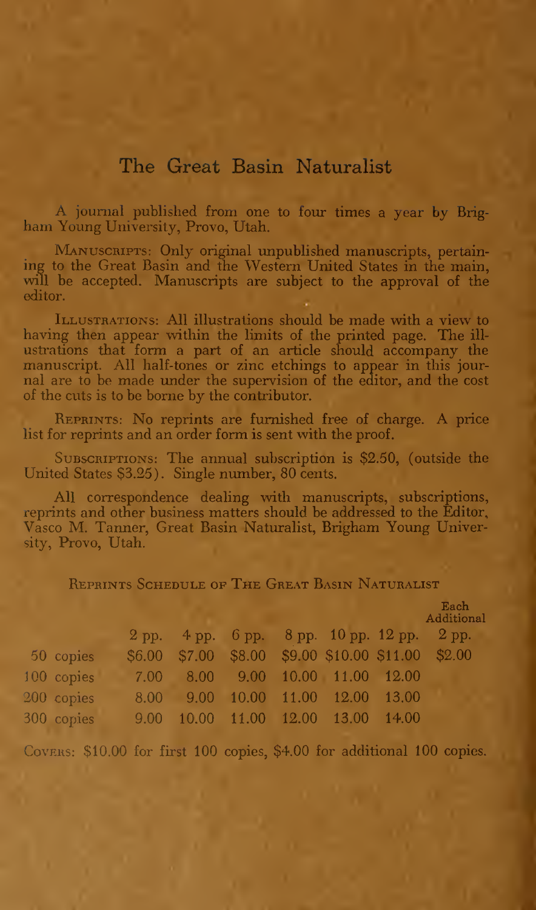# The Great Basin Naturalist

A journal published from one to four times a year by Brigham Young University, Provo, Utah.

Manuscripts: Only original unpublished manuscripts, pertaining to the Great Basin and the Western United States in the main, will be accepted. Manuscripts are subject to the approval of the editor.

Illustrations: All illustrations should be made with a view to having then appear within the limits of the printed page. The illustrations that form a part of an article should accompany the manuscript. All half-tones or zinc etchings to appear in this journal are to be made under the supervision of the editor, and the cost of the cuts is to be borne by the contributor.

Reprints: No reprints are furnished free of charge. A price list for reprints and an order form is sent with the proof.

Subscriptions: The annual subscription is $2.50, (outside the United States $3.25). Single number, 80 cents.

All correspondence dealing with manuscripts, subscriptions, reprints and other business matters should be addressed to the Editor, Vasco M. Tanner, Great Basin Naturalist, Brigham Young University, Provo, Utah.

Reprints Schedule of The Great Basin Naturalist

| | 2 pp. | 4 pp. | 6 pp. | 8 pp. | 10 pp. | 12 pp. | Each Additional 2 pp. |
|---|---|---|---|---|---|---|---|
| 50 copies | $6.00 | $7.00 | $8.00 | $9.00 | $10.00 | $11.00 | $2.00 |
| 100 copies | 7.00 | 8.00 | 9.00 | 10.00 | 11.00 | 12.00 | |
| 200 copies | 8.00 | 9.00 | 10.00 | 11.00 | 12.00 | 13.00 | |
| 300 copies | 9.00 | 10.00 | 11.00 | 12.00 | 13.00 | 14.00 | |

Covers: $10.00 for first 100 copies, $4.00 for additional 100 copies.